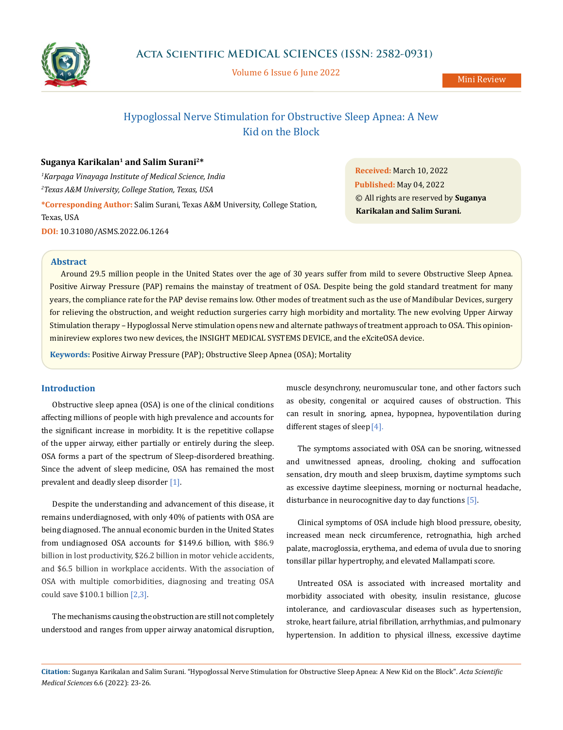Mini Review

# Hypoglossal Nerve Stimulation for Obstructive Sleep Apnea: A New Kid on the Block

**Suganya Karikalan[1] and Salim Surani[2]***

[1]*Karpaga Vinayaga Institute of Medical Science, India*

[2]*Texas A&M University, College Station, Texas, USA*

***Corresponding Author:** Salim Surani, Texas A&M University, College Station, Texas, USA

**DOI:** 10.31080/ASMS.2022.06.1264

**Received:** March 10, 2022
**Published:** May 04, 2022
© All rights are reserved by **Suganya Karikalan and Salim Surani.**

## Abstract

Around 29.5 million people in the United States over the age of 30 years suffer from mild to severe Obstructive Sleep Apnea. Positive Airway Pressure (PAP) remains the mainstay of treatment of OSA. Despite being the gold standard treatment for many years, the compliance rate for the PAP devise remains low. Other modes of treatment such as the use of Mandibular Devices, surgery for relieving the obstruction, and weight reduction surgeries carry high morbidity and mortality. The new evolving Upper Airway Stimulation therapy – Hypoglossal Nerve stimulation opens new and alternate pathways of treatment approach to OSA. This opinion-minireview explores two new devices, the INSIGHT MEDICAL SYSTEMS DEVICE, and the eXciteOSA device.

**Keywords:** Positive Airway Pressure (PAP); Obstructive Sleep Apnea (OSA); Mortality

## Introduction

Obstructive sleep apnea (OSA) is one of the clinical conditions affecting millions of people with high prevalence and accounts for the significant increase in morbidity. It is the repetitive collapse of the upper airway, either partially or entirely during the sleep. OSA forms a part of the spectrum of Sleep-disordered breathing. Since the advent of sleep medicine, OSA has remained the most prevalent and deadly sleep disorder [1].

Despite the understanding and advancement of this disease, it remains underdiagnosed, with only 40% of patients with OSA are being diagnosed. The annual economic burden in the United States from undiagnosed OSA accounts for $149.6 billion, with $86.9 billion in lost productivity, $26.2 billion in motor vehicle accidents, and $6.5 billion in workplace accidents. With the association of OSA with multiple comorbidities, diagnosing and treating OSA could save $100.1 billion [2,3].

The mechanisms causing the obstruction are still not completely understood and ranges from upper airway anatomical disruption, muscle desynchrony, neuromuscular tone, and other factors such as obesity, congenital or acquired causes of obstruction. This can result in snoring, apnea, hypopnea, hypoventilation during different stages of sleep [4].

The symptoms associated with OSA can be snoring, witnessed and unwitnessed apneas, drooling, choking and suffocation sensation, dry mouth and sleep bruxism, daytime symptoms such as excessive daytime sleepiness, morning or nocturnal headache, disturbance in neurocognitive day to day functions [5].

Clinical symptoms of OSA include high blood pressure, obesity, increased mean neck circumference, retrognathia, high arched palate, macroglossia, erythema, and edema of uvula due to snoring tonsillar pillar hypertrophy, and elevated Mallampati score.

Untreated OSA is associated with increased mortality and morbidity associated with obesity, insulin resistance, glucose intolerance, and cardiovascular diseases such as hypertension, stroke, heart failure, atrial fibrillation, arrhythmias, and pulmonary hypertension. In addition to physical illness, excessive daytime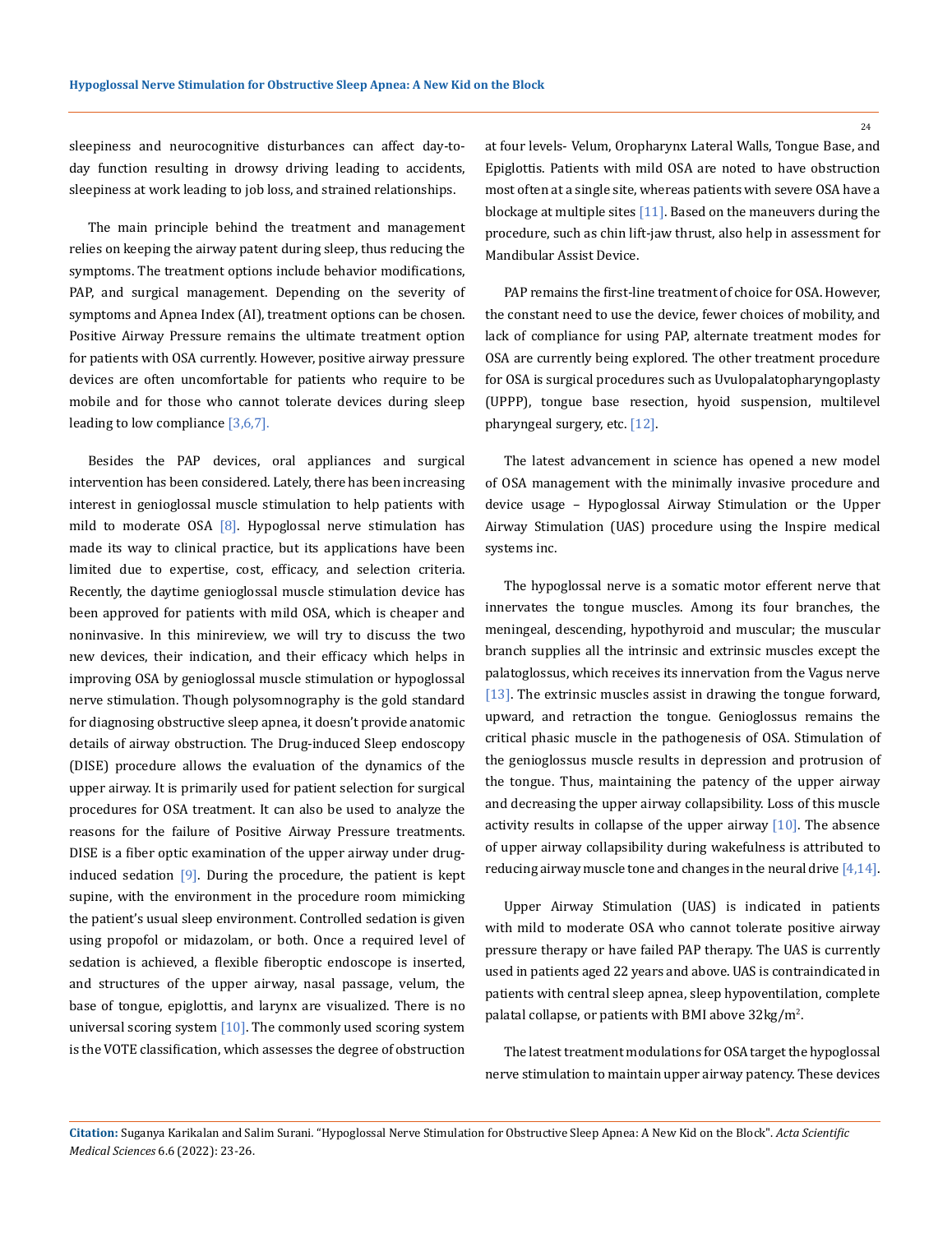sleepiness and neurocognitive disturbances can affect day-to-day function resulting in drowsy driving leading to accidents, sleepiness at work leading to job loss, and strained relationships.

The main principle behind the treatment and management relies on keeping the airway patent during sleep, thus reducing the symptoms. The treatment options include behavior modifications, PAP, and surgical management. Depending on the severity of symptoms and Apnea Index (AI), treatment options can be chosen. Positive Airway Pressure remains the ultimate treatment option for patients with OSA currently. However, positive airway pressure devices are often uncomfortable for patients who require to be mobile and for those who cannot tolerate devices during sleep leading to low compliance [3,6,7].

Besides the PAP devices, oral appliances and surgical intervention has been considered. Lately, there has been increasing interest in genioglossal muscle stimulation to help patients with mild to moderate OSA [8]. Hypoglossal nerve stimulation has made its way to clinical practice, but its applications have been limited due to expertise, cost, efficacy, and selection criteria. Recently, the daytime genioglossal muscle stimulation device has been approved for patients with mild OSA, which is cheaper and noninvasive. In this minireview, we will try to discuss the two new devices, their indication, and their efficacy which helps in improving OSA by genioglossal muscle stimulation or hypoglossal nerve stimulation. Though polysomnography is the gold standard for diagnosing obstructive sleep apnea, it doesn't provide anatomic details of airway obstruction. The Drug-induced Sleep endoscopy (DISE) procedure allows the evaluation of the dynamics of the upper airway. It is primarily used for patient selection for surgical procedures for OSA treatment. It can also be used to analyze the reasons for the failure of Positive Airway Pressure treatments. DISE is a fiber optic examination of the upper airway under drug-induced sedation [9]. During the procedure, the patient is kept supine, with the environment in the procedure room mimicking the patient's usual sleep environment. Controlled sedation is given using propofol or midazolam, or both. Once a required level of sedation is achieved, a flexible fiberoptic endoscope is inserted, and structures of the upper airway, nasal passage, velum, the base of tongue, epiglottis, and larynx are visualized. There is no universal scoring system [10]. The commonly used scoring system is the VOTE classification, which assesses the degree of obstruction at four levels- Velum, Oropharynx Lateral Walls, Tongue Base, and Epiglottis. Patients with mild OSA are noted to have obstruction most often at a single site, whereas patients with severe OSA have a blockage at multiple sites [11]. Based on the maneuvers during the procedure, such as chin lift-jaw thrust, also help in assessment for Mandibular Assist Device.

PAP remains the first-line treatment of choice for OSA. However, the constant need to use the device, fewer choices of mobility, and lack of compliance for using PAP, alternate treatment modes for OSA are currently being explored. The other treatment procedure for OSA is surgical procedures such as Uvulopalatopharyngoplasty (UPPP), tongue base resection, hyoid suspension, multilevel pharyngeal surgery, etc. [12].

The latest advancement in science has opened a new model of OSA management with the minimally invasive procedure and device usage – Hypoglossal Airway Stimulation or the Upper Airway Stimulation (UAS) procedure using the Inspire medical systems inc.

The hypoglossal nerve is a somatic motor efferent nerve that innervates the tongue muscles. Among its four branches, the meningeal, descending, hypothyroid and muscular; the muscular branch supplies all the intrinsic and extrinsic muscles except the palatoglossus, which receives its innervation from the Vagus nerve [13]. The extrinsic muscles assist in drawing the tongue forward, upward, and retraction the tongue. Genioglossus remains the critical phasic muscle in the pathogenesis of OSA. Stimulation of the genioglossus muscle results in depression and protrusion of the tongue. Thus, maintaining the patency of the upper airway and decreasing the upper airway collapsibility. Loss of this muscle activity results in collapse of the upper airway [10]. The absence of upper airway collapsibility during wakefulness is attributed to reducing airway muscle tone and changes in the neural drive [4,14].

Upper Airway Stimulation (UAS) is indicated in patients with mild to moderate OSA who cannot tolerate positive airway pressure therapy or have failed PAP therapy. The UAS is currently used in patients aged 22 years and above. UAS is contraindicated in patients with central sleep apnea, sleep hypoventilation, complete palatal collapse, or patients with BMI above 32kg/m$^2$.

The latest treatment modulations for OSA target the hypoglossal nerve stimulation to maintain upper airway patency. These devices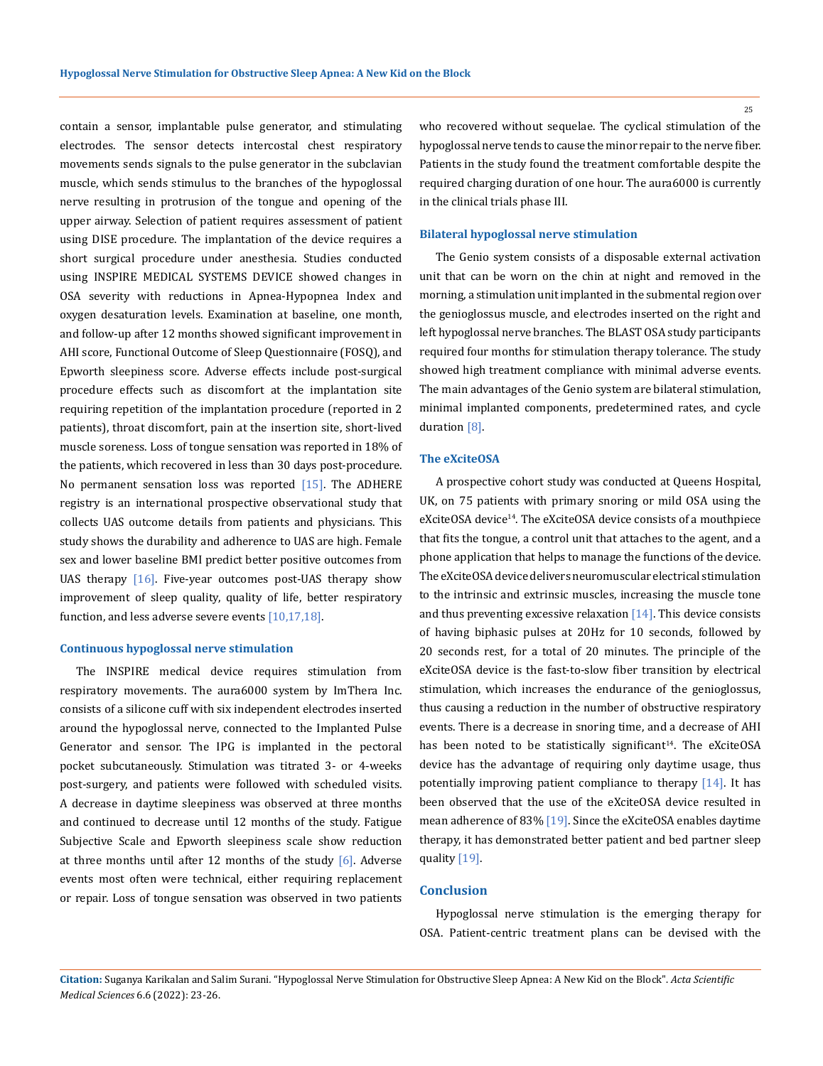contain a sensor, implantable pulse generator, and stimulating electrodes. The sensor detects intercostal chest respiratory movements sends signals to the pulse generator in the subclavian muscle, which sends stimulus to the branches of the hypoglossal nerve resulting in protrusion of the tongue and opening of the upper airway. Selection of patient requires assessment of patient using DISE procedure. The implantation of the device requires a short surgical procedure under anesthesia. Studies conducted using INSPIRE MEDICAL SYSTEMS DEVICE showed changes in OSA severity with reductions in Apnea-Hypopnea Index and oxygen desaturation levels. Examination at baseline, one month, and follow-up after 12 months showed significant improvement in AHI score, Functional Outcome of Sleep Questionnaire (FOSQ), and Epworth sleepiness score. Adverse effects include post-surgical procedure effects such as discomfort at the implantation site requiring repetition of the implantation procedure (reported in 2 patients), throat discomfort, pain at the insertion site, short-lived muscle soreness. Loss of tongue sensation was reported in 18% of the patients, which recovered in less than 30 days post-procedure. No permanent sensation loss was reported [15]. The ADHERE registry is an international prospective observational study that collects UAS outcome details from patients and physicians. This study shows the durability and adherence to UAS are high. Female sex and lower baseline BMI predict better positive outcomes from UAS therapy [16]. Five-year outcomes post-UAS therapy show improvement of sleep quality, quality of life, better respiratory function, and less adverse severe events [10,17,18].

### Continuous hypoglossal nerve stimulation

The INSPIRE medical device requires stimulation from respiratory movements. The aura6000 system by ImThera Inc. consists of a silicone cuff with six independent electrodes inserted around the hypoglossal nerve, connected to the Implanted Pulse Generator and sensor. The IPG is implanted in the pectoral pocket subcutaneously. Stimulation was titrated 3- or 4-weeks post-surgery, and patients were followed with scheduled visits. A decrease in daytime sleepiness was observed at three months and continued to decrease until 12 months of the study. Fatigue Subjective Scale and Epworth sleepiness scale show reduction at three months until after 12 months of the study [6]. Adverse events most often were technical, either requiring replacement or repair. Loss of tongue sensation was observed in two patients who recovered without sequelae. The cyclical stimulation of the hypoglossal nerve tends to cause the minor repair to the nerve fiber. Patients in the study found the treatment comfortable despite the required charging duration of one hour. The aura6000 is currently in the clinical trials phase III.

### Bilateral hypoglossal nerve stimulation

The Genio system consists of a disposable external activation unit that can be worn on the chin at night and removed in the morning, a stimulation unit implanted in the submental region over the genioglossus muscle, and electrodes inserted on the right and left hypoglossal nerve branches. The BLAST OSA study participants required four months for stimulation therapy tolerance. The study showed high treatment compliance with minimal adverse events. The main advantages of the Genio system are bilateral stimulation, minimal implanted components, predetermined rates, and cycle duration [8].

### The eXciteOSA

A prospective cohort study was conducted at Queens Hospital, UK, on 75 patients with primary snoring or mild OSA using the eXciteOSA device[14]. The eXciteOSA device consists of a mouthpiece that fits the tongue, a control unit that attaches to the agent, and a phone application that helps to manage the functions of the device. The eXciteOSA device delivers neuromuscular electrical stimulation to the intrinsic and extrinsic muscles, increasing the muscle tone and thus preventing excessive relaxation [14]. This device consists of having biphasic pulses at 20Hz for 10 seconds, followed by 20 seconds rest, for a total of 20 minutes. The principle of the eXciteOSA device is the fast-to-slow fiber transition by electrical stimulation, which increases the endurance of the genioglossus, thus causing a reduction in the number of obstructive respiratory events. There is a decrease in snoring time, and a decrease of AHI has been noted to be statistically significant[14]. The eXciteOSA device has the advantage of requiring only daytime usage, thus potentially improving patient compliance to therapy [14]. It has been observed that the use of the eXciteOSA device resulted in mean adherence of 83% [19]. Since the eXciteOSA enables daytime therapy, it has demonstrated better patient and bed partner sleep quality [19].

## Conclusion

Hypoglossal nerve stimulation is the emerging therapy for OSA. Patient-centric treatment plans can be devised with the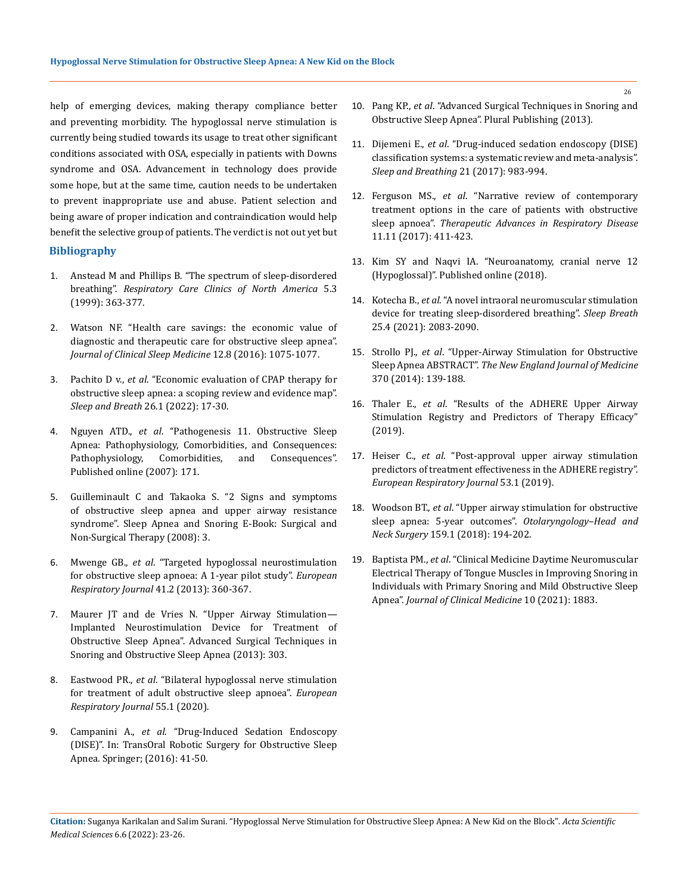help of emerging devices, making therapy compliance better and preventing morbidity. The hypoglossal nerve stimulation is currently being studied towards its usage to treat other significant conditions associated with OSA, especially in patients with Downs syndrome and OSA. Advancement in technology does provide some hope, but at the same time, caution needs to be undertaken to prevent inappropriate use and abuse. Patient selection and being aware of proper indication and contraindication would help benefit the selective group of patients. The verdict is not out yet but

## Bibliography

1. Anstead M and Phillips B. "The spectrum of sleep-disordered breathing". *Respiratory Care Clinics of North America* 5.3 (1999): 363-377.
2. Watson NF. "Health care savings: the economic value of diagnostic and therapeutic care for obstructive sleep apnea". *Journal of Clinical Sleep Medicine* 12.8 (2016): 1075-1077.
3. Pachito D v., *et al*. "Economic evaluation of CPAP therapy for obstructive sleep apnea: a scoping review and evidence map". *Sleep and Breath* 26.1 (2022): 17-30.
4. Nguyen ATD., *et al*. "Pathogenesis 11. Obstructive Sleep Apnea: Pathophysiology, Comorbidities, and Consequences: Pathophysiology, Comorbidities, and Consequences". Published online (2007): 171.
5. Guilleminault C and Takaoka S. "2 Signs and symptoms of obstructive sleep apnea and upper airway resistance syndrome". Sleep Apnea and Snoring E-Book: Surgical and Non-Surgical Therapy (2008): 3.
6. Mwenge GB., *et al*. "Targeted hypoglossal neurostimulation for obstructive sleep apnoea: A 1-year pilot study". *European Respiratory Journal* 41.2 (2013): 360-367.
7. Maurer JT and de Vries N. "Upper Airway Stimulation—Implanted Neurostimulation Device for Treatment of Obstructive Sleep Apnea". Advanced Surgical Techniques in Snoring and Obstructive Sleep Apnea (2013): 303.
8. Eastwood PR., *et al*. "Bilateral hypoglossal nerve stimulation for treatment of adult obstructive sleep apnoea". *European Respiratory Journal* 55.1 (2020).
9. Campanini A., *et al*. "Drug-Induced Sedation Endoscopy (DISE)". In: TransOral Robotic Surgery for Obstructive Sleep Apnea. Springer; (2016): 41-50.
10. Pang KP., *et al*. "Advanced Surgical Techniques in Snoring and Obstructive Sleep Apnea". Plural Publishing (2013).
11. Dijemeni E., *et al*. "Drug-induced sedation endoscopy (DISE) classification systems: a systematic review and meta-analysis". *Sleep and Breathing* 21 (2017): 983-994.
12. Ferguson MS., *et al*. "Narrative review of contemporary treatment options in the care of patients with obstructive sleep apnoea". *Therapeutic Advances in Respiratory Disease* 11.11 (2017): 411-423.
13. Kim SY and Naqvi IA. "Neuroanatomy, cranial nerve 12 (Hypoglossal)". Published online (2018).
14. Kotecha B., *et al*. "A novel intraoral neuromuscular stimulation device for treating sleep-disordered breathing". *Sleep Breath* 25.4 (2021): 2083-2090.
15. Strollo PJ., *et al*. "Upper-Airway Stimulation for Obstructive Sleep Apnea ABSTRACT". *The New England Journal of Medicine* 370 (2014): 139-188.
16. Thaler E., *et al*. "Results of the ADHERE Upper Airway Stimulation Registry and Predictors of Therapy Efficacy" (2019).
17. Heiser C., *et al*. "Post-approval upper airway stimulation predictors of treatment effectiveness in the ADHERE registry". *European Respiratory Journal* 53.1 (2019).
18. Woodson BT., *et al*. "Upper airway stimulation for obstructive sleep apnea: 5-year outcomes". *Otolaryngology–Head and Neck Surgery* 159.1 (2018): 194-202.
19. Baptista PM., *et al*. "Clinical Medicine Daytime Neuromuscular Electrical Therapy of Tongue Muscles in Improving Snoring in Individuals with Primary Snoring and Mild Obstructive Sleep Apnea". *Journal of Clinical Medicine* 10 (2021): 1883.